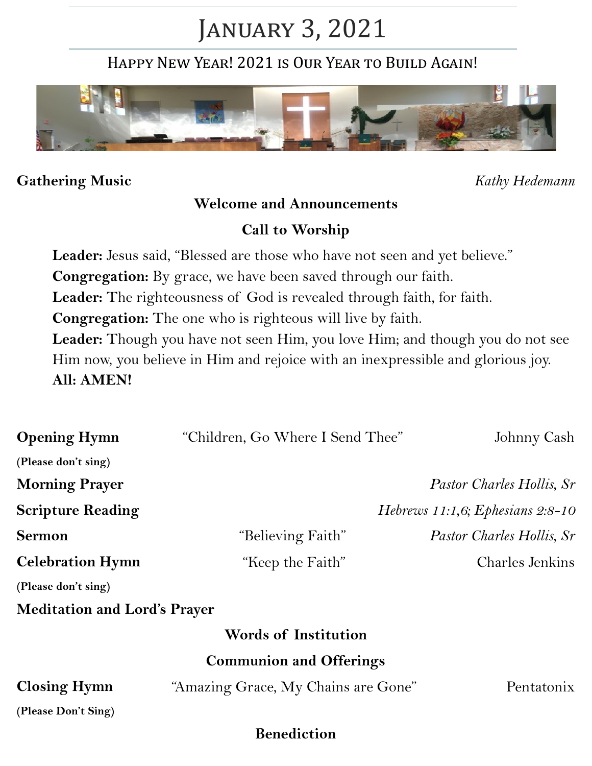# January 3, 2021

## Happy New Year! 2021 is Our Year to Build Again!

**Gathering Music** *Kathy Hedemann*

**Welcome and Announcements**

**Call to Worship**

**Leader:** Jesus said, "Blessed are those who have not seen and yet believe."
**Congregation:** By grace, we have been saved through our faith.
**Leader:** The righteousness of God is revealed through faith, for faith.
**Congregation:** The one who is righteous will live by faith.
**Leader:** Though you have not seen Him, you love Him; and though you do not see Him now, you believe in Him and rejoice with an inexpressible and glorious joy.
**All: AMEN!**

**Opening Hymn** "Children, Go Where I Send Thee" Johnny Cash
**(Please don't sing)**

**Morning Prayer** *Pastor Charles Hollis, Sr*

**Scripture Reading** *Hebrews 11:1,6; Ephesians 2:8-10*

**Sermon** "Believing Faith" *Pastor Charles Hollis, Sr*

**Celebration Hymn** "Keep the Faith" Charles Jenkins
**(Please don't sing)**

**Meditation and Lord's Prayer**

**Words of Institution**

**Communion and Offerings**

**Closing Hymn** "Amazing Grace, My Chains are Gone" Pentatonix
**(Please Don't Sing)**

**Benediction**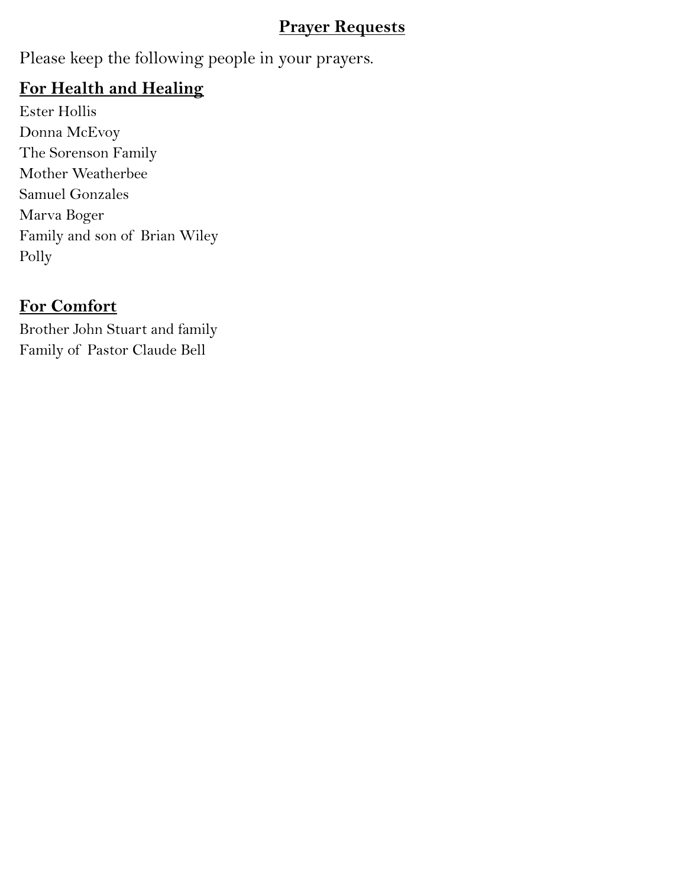# Prayer Requests

Please keep the following people in your prayers.

## For Health and Healing

Ester Hollis
Donna McEvoy
The Sorenson Family
Mother Weatherbee
Samuel Gonzales
Marva Boger
Family and son of Brian Wiley
Polly

## For Comfort

Brother John Stuart and family
Family of Pastor Claude Bell